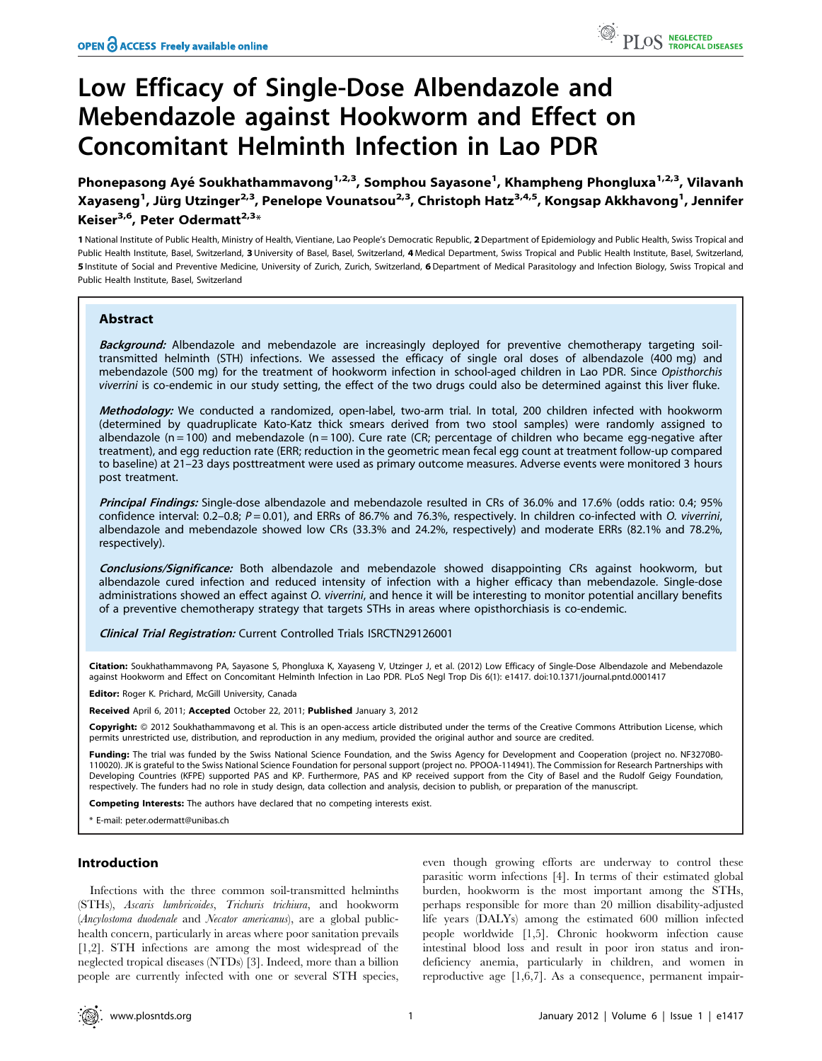# Low Efficacy of Single-Dose Albendazole and Mebendazole against Hookworm and Effect on Concomitant Helminth Infection in Lao PDR

**Phonepasong Ayé Soukhathammavong[1,2,3], Somphou Sayasone[1], Khampheng Phongluxa[1,2,3], Vilavanh Xayaseng[1], Jürg Utzinger[2,3], Penelope Vounatsou[2,3], Christoph Hatz[3,4,5], Kongsap Akkhavong[1], Jennifer Keiser[3,6], Peter Odermatt[2,3]***

1 National Institute of Public Health, Ministry of Health, Vientiane, Lao People's Democratic Republic, 2 Department of Epidemiology and Public Health, Swiss Tropical and Public Health Institute, Basel, Switzerland, 3 University of Basel, Basel, Switzerland, 4 Medical Department, Swiss Tropical and Public Health Institute, Basel, Switzerland, 5 Institute of Social and Preventive Medicine, University of Zurich, Zurich, Switzerland, 6 Department of Medical Parasitology and Infection Biology, Swiss Tropical and Public Health Institute, Basel, Switzerland

## Abstract

***Background:*** Albendazole and mebendazole are increasingly deployed for preventive chemotherapy targeting soil-transmitted helminth (STH) infections. We assessed the efficacy of single oral doses of albendazole (400 mg) and mebendazole (500 mg) for the treatment of hookworm infection in school-aged children in Lao PDR. Since *Opisthorchis viverrini* is co-endemic in our study setting, the effect of the two drugs could also be determined against this liver fluke.

***Methodology:*** We conducted a randomized, open-label, two-arm trial. In total, 200 children infected with hookworm (determined by quadruplicate Kato-Katz thick smears derived from two stool samples) were randomly assigned to albendazole (n = 100) and mebendazole (n = 100). Cure rate (CR; percentage of children who became egg-negative after treatment), and egg reduction rate (ERR; reduction in the geometric mean fecal egg count at treatment follow-up compared to baseline) at 21–23 days posttreatment were used as primary outcome measures. Adverse events were monitored 3 hours post treatment.

***Principal Findings:*** Single-dose albendazole and mebendazole resulted in CRs of 36.0% and 17.6% (odds ratio: 0.4; 95% confidence interval: 0.2–0.8; $P = 0.01$), and ERRs of 86.7% and 76.3%, respectively. In children co-infected with *O. viverrini*, albendazole and mebendazole showed low CRs (33.3% and 24.2%, respectively) and moderate ERRs (82.1% and 78.2%, respectively).

***Conclusions/Significance:*** Both albendazole and mebendazole showed disappointing CRs against hookworm, but albendazole cured infection and reduced intensity of infection with a higher efficacy than mebendazole. Single-dose administrations showed an effect against *O. viverrini*, and hence it will be interesting to monitor potential ancillary benefits of a preventive chemotherapy strategy that targets STHs in areas where opisthorchiasis is co-endemic.

***Clinical Trial Registration:*** Current Controlled Trials ISRCTN29126001

**Citation:** Soukhathammavong PA, Sayasone S, Phongluxa K, Xayaseng V, Utzinger J, et al. (2012) Low Efficacy of Single-Dose Albendazole and Mebendazole against Hookworm and Effect on Concomitant Helminth Infection in Lao PDR. PLoS Negl Trop Dis 6(1): e1417. doi:10.1371/journal.pntd.0001417

**Editor:** Roger K. Prichard, McGill University, Canada

**Received** April 6, 2011; **Accepted** October 22, 2011; **Published** January 3, 2012

**Copyright:** © 2012 Soukhathammavong et al. This is an open-access article distributed under the terms of the Creative Commons Attribution License, which permits unrestricted use, distribution, and reproduction in any medium, provided the original author and source are credited.

**Funding:** The trial was funded by the Swiss National Science Foundation, and the Swiss Agency for Development and Cooperation (project no. NF3270B0-110020). JK is grateful to the Swiss National Science Foundation for personal support (project no. PPOOA-114941). The Commission for Research Partnerships with Developing Countries (KFPE) supported PAS and KP. Furthermore, PAS and KP received support from the City of Basel and the Rudolf Geigy Foundation, respectively. The funders had no role in study design, data collection and analysis, decision to publish, or preparation of the manuscript.

**Competing Interests:** The authors have declared that no competing interests exist.

\* E-mail: peter.odermatt@unibas.ch

## Introduction

Infections with the three common soil-transmitted helminths (STHs), *Ascaris lumbricoides*, *Trichuris trichiura*, and hookworm (*Ancylostoma duodenale* and *Necator americanus*), are a global public-health concern, particularly in areas where poor sanitation prevails [1,2]. STH infections are among the most widespread of the neglected tropical diseases (NTDs) [3]. Indeed, more than a billion people are currently infected with one or several STH species, even though growing efforts are underway to control these parasitic worm infections [4]. In terms of their estimated global burden, hookworm is the most important among the STHs, perhaps responsible for more than 20 million disability-adjusted life years (DALYs) among the estimated 600 million infected people worldwide [1,5]. Chronic hookworm infection cause intestinal blood loss and result in poor iron status and iron-deficiency anemia, particularly in children, and women in reproductive age [1,6,7]. As a consequence, permanent impair-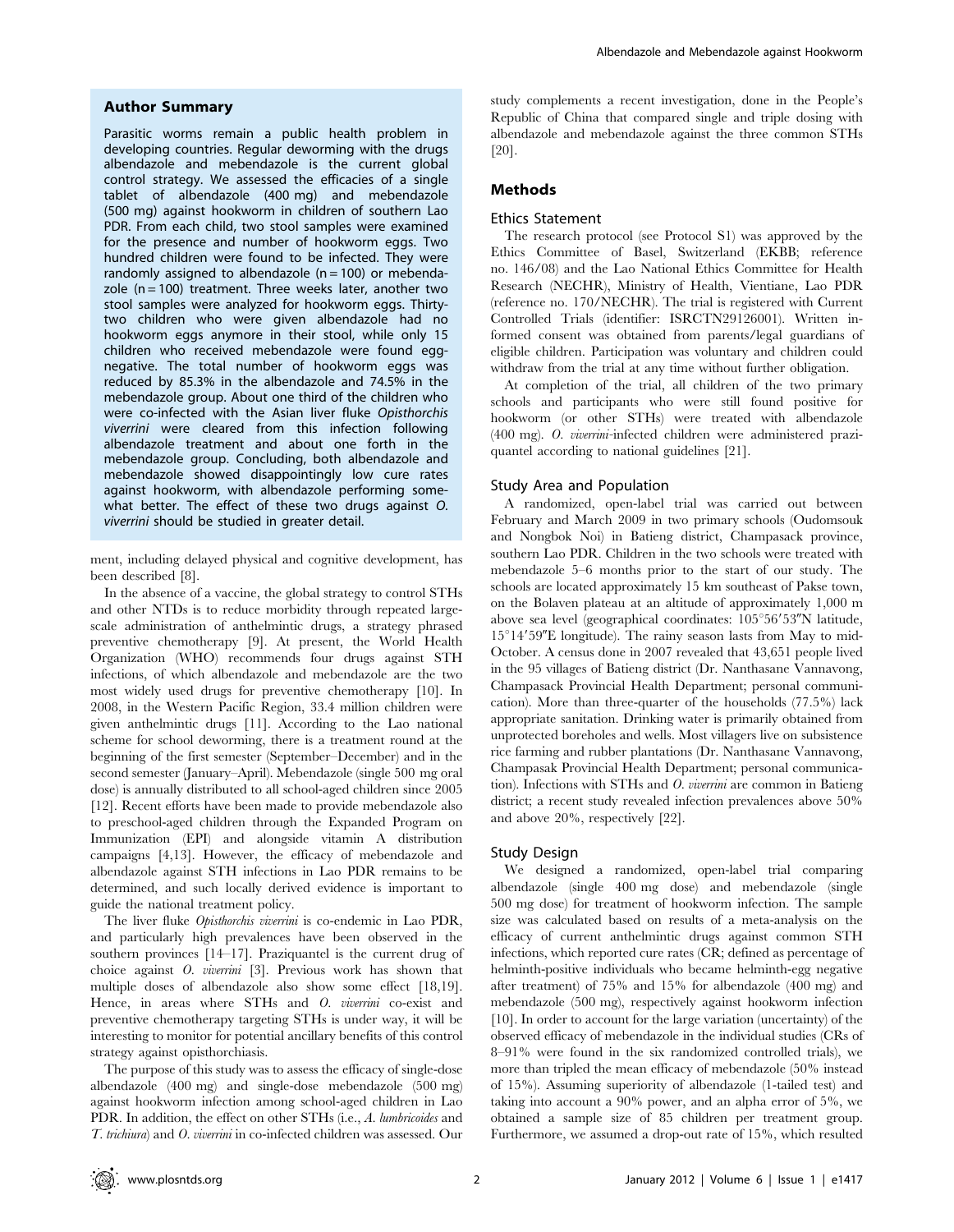## Author Summary

Parasitic worms remain a public health problem in developing countries. Regular deworming with the drugs albendazole and mebendazole is the current global control strategy. We assessed the efficacies of a single tablet of albendazole (400 mg) and mebendazole (500 mg) against hookworm in children of southern Lao PDR. From each child, two stool samples were examined for the presence and number of hookworm eggs. Two hundred children were found to be infected. They were randomly assigned to albendazole (n = 100) or mebendazole (n = 100) treatment. Three weeks later, another two stool samples were analyzed for hookworm eggs. Thirty-two children who were given albendazole had no hookworm eggs anymore in their stool, while only 15 children who received mebendazole were found egg-negative. The total number of hookworm eggs was reduced by 85.3% in the albendazole and 74.5% in the mebendazole group. About one third of the children who were co-infected with the Asian liver fluke *Opisthorchis viverrini* were cleared from this infection following albendazole treatment and about one forth in the mebendazole group. Concluding, both albendazole and mebendazole showed disappointingly low cure rates against hookworm, with albendazole performing somewhat better. The effect of these two drugs against *O. viverrini* should be studied in greater detail.

ment, including delayed physical and cognitive development, has been described [8].

In the absence of a vaccine, the global strategy to control STHs and other NTDs is to reduce morbidity through repeated large-scale administration of anthelmintic drugs, a strategy phrased preventive chemotherapy [9]. At present, the World Health Organization (WHO) recommends four drugs against STH infections, of which albendazole and mebendazole are the two most widely used drugs for preventive chemotherapy [10]. In 2008, in the Western Pacific Region, 33.4 million children were given anthelmintic drugs [11]. According to the Lao national scheme for school deworming, there is a treatment round at the beginning of the first semester (September–December) and in the second semester (January–April). Mebendazole (single 500 mg oral dose) is annually distributed to all school-aged children since 2005 [12]. Recent efforts have been made to provide mebendazole also to preschool-aged children through the Expanded Program on Immunization (EPI) and alongside vitamin A distribution campaigns [4,13]. However, the efficacy of mebendazole and albendazole against STH infections in Lao PDR remains to be determined, and such locally derived evidence is important to guide the national treatment policy.

The liver fluke *Opisthorchis viverrini* is co-endemic in Lao PDR, and particularly high prevalences have been observed in the southern provinces [14–17]. Praziquantel is the current drug of choice against *O. viverrini* [3]. Previous work has shown that multiple doses of albendazole also show some effect [18,19]. Hence, in areas where STHs and *O. viverrini* co-exist and preventive chemotherapy targeting STHs is under way, it will be interesting to monitor for potential ancillary benefits of this control strategy against opisthorchiasis.

The purpose of this study was to assess the efficacy of single-dose albendazole (400 mg) and single-dose mebendazole (500 mg) against hookworm infection among school-aged children in Lao PDR. In addition, the effect on other STHs (i.e., *A. lumbricoides* and *T. trichiura*) and *O. viverrini* in co-infected children was assessed. Our study complements a recent investigation, done in the People's Republic of China that compared single and triple dosing with albendazole and mebendazole against the three common STHs [20].

## Methods

### Ethics Statement

The research protocol (see Protocol S1) was approved by the Ethics Committee of Basel, Switzerland (EKBB; reference no. 146/08) and the Lao National Ethics Committee for Health Research (NECHR), Ministry of Health, Vientiane, Lao PDR (reference no. 170/NECHR). The trial is registered with Current Controlled Trials (identifier: ISRCTN29126001). Written informed consent was obtained from parents/legal guardians of eligible children. Participation was voluntary and children could withdraw from the trial at any time without further obligation.

At completion of the trial, all children of the two primary schools and participants who were still found positive for hookworm (or other STHs) were treated with albendazole (400 mg). *O. viverrini*-infected children were administered praziquantel according to national guidelines [21].

### Study Area and Population

A randomized, open-label trial was carried out between February and March 2009 in two primary schools (Oudomsouk and Nongbok Noi) in Batieng district, Champasack province, southern Lao PDR. Children in the two schools were treated with mebendazole 5–6 months prior to the start of our study. The schools are located approximately 15 km southeast of Pakse town, on the Bolaven plateau at an altitude of approximately 1,000 m above sea level (geographical coordinates: 105°56′53″N latitude, 15°14′59″E longitude). The rainy season lasts from May to mid-October. A census done in 2007 revealed that 43,651 people lived in the 95 villages of Batieng district (Dr. Nanthasane Vannavong, Champasack Provincial Health Department; personal communication). More than three-quarter of the households (77.5%) lack appropriate sanitation. Drinking water is primarily obtained from unprotected boreholes and wells. Most villagers live on subsistence rice farming and rubber plantations (Dr. Nanthasane Vannavong, Champasack Provincial Health Department; personal communication). Infections with STHs and *O. viverrini* are common in Batieng district; a recent study revealed infection prevalences above 50% and above 20%, respectively [22].

### Study Design

We designed a randomized, open-label trial comparing albendazole (single 400 mg dose) and mebendazole (single 500 mg dose) for treatment of hookworm infection. The sample size was calculated based on results of a meta-analysis on the efficacy of current anthelmintic drugs against common STH infections, which reported cure rates (CR; defined as percentage of helminth-positive individuals who became helminth-egg negative after treatment) of 75% and 15% for albendazole (400 mg) and mebendazole (500 mg), respectively against hookworm infection [10]. In order to account for the large variation (uncertainty) of the observed efficacy of mebendazole in the individual studies (CRs of 8–91% were found in the six randomized controlled trials), we more than tripled the mean efficacy of mebendazole (50% instead of 15%). Assuming superiority of albendazole (1-tailed test) and taking into account a 90% power, and an alpha error of 5%, we obtained a sample size of 85 children per treatment group. Furthermore, we assumed a drop-out rate of 15%, which resulted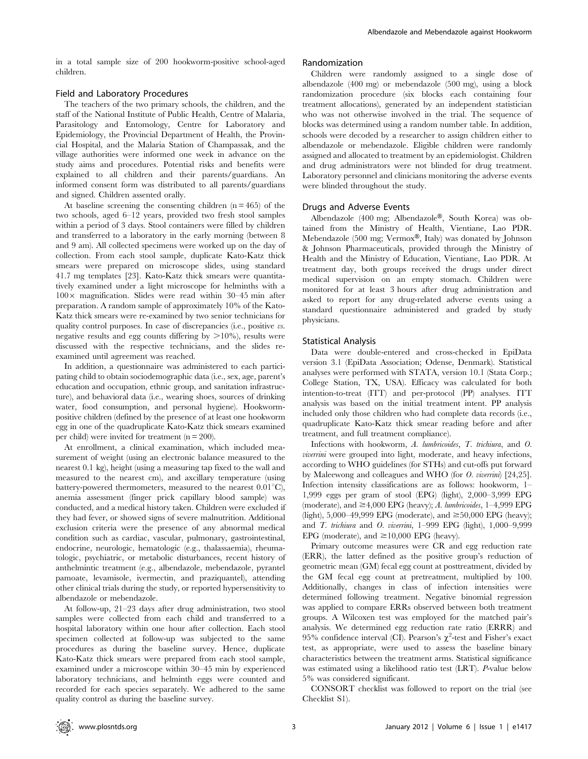in a total sample size of 200 hookworm-positive school-aged children.

### Field and Laboratory Procedures

The teachers of the two primary schools, the children, and the staff of the National Institute of Public Health, Centre of Malaria, Parasitology and Entomology, Centre for Laboratory and Epidemiology, the Provincial Department of Health, the Provincial Hospital, and the Malaria Station of Champassak, and the village authorities were informed one week in advance on the study aims and procedures. Potential risks and benefits were explained to all children and their parents/guardians. An informed consent form was distributed to all parents/guardians and signed. Children assented orally.

At baseline screening the consenting children (n = 465) of the two schools, aged 6–12 years, provided two fresh stool samples within a period of 3 days. Stool containers were filled by children and transferred to a laboratory in the early morning (between 8 and 9 am). All collected specimens were worked up on the day of collection. From each stool sample, duplicate Kato-Katz thick smears were prepared on microscope slides, using standard 41.7 mg templates [23]. Kato-Katz thick smears were quantitatively examined under a light microscope for helminths with a 100× magnification. Slides were read within 30–45 min after preparation. A random sample of approximately 10% of the Kato-Katz thick smears were re-examined by two senior technicians for quality control purposes. In case of discrepancies (i.e., positive *vs.* negative results and egg counts differing by >10%), results were discussed with the respective technicians, and the slides re-examined until agreement was reached.

In addition, a questionnaire was administered to each participating child to obtain sociodemographic data (i.e., sex, age, parent's education and occupation, ethnic group, and sanitation infrastructure), and behavioral data (i.e., wearing shoes, sources of drinking water, food consumption, and personal hygiene). Hookworm-positive children (defined by the presence of at least one hookworm egg in one of the quadruplicate Kato-Katz thick smears examined per child) were invited for treatment (n = 200).

At enrollment, a clinical examination, which included measurement of weight (using an electronic balance measured to the nearest 0.1 kg), height (using a measuring tap fixed to the wall and measured to the nearest cm), and axillary temperature (using battery-powered thermometers, measured to the nearest 0.01°C), anemia assessment (finger prick capillary blood sample) was conducted, and a medical history taken. Children were excluded if they had fever, or showed signs of severe malnutrition. Additional exclusion criteria were the presence of any abnormal medical condition such as cardiac, vascular, pulmonary, gastrointestinal, endocrine, neurologic, hematologic (e.g., thalassaemia), rheumatologic, psychiatric, or metabolic disturbances, recent history of anthelmintic treatment (e.g., albendazole, mebendazole, pyrantel pamoate, levamisole, ivermectin, and praziquantel), attending other clinical trials during the study, or reported hypersensitivity to albendazole or mebendazole.

At follow-up, 21–23 days after drug administration, two stool samples were collected from each child and transferred to a hospital laboratory within one hour after collection. Each stool specimen collected at follow-up was subjected to the same procedures as during the baseline survey. Hence, duplicate Kato-Katz thick smears were prepared from each stool sample, examined under a microscope within 30–45 min by experienced laboratory technicians, and helminth eggs were counted and recorded for each species separately. We adhered to the same quality control as during the baseline survey.

### Randomization

Children were randomly assigned to a single dose of albendazole (400 mg) or mebendazole (500 mg), using a block randomization procedure (six blocks each containing four treatment allocations), generated by an independent statistician who was not otherwise involved in the trial. The sequence of blocks was determined using a random number table. In addition, schools were decoded by a researcher to assign children either to albendazole or mebendazole. Eligible children were randomly assigned and allocated to treatment by an epidemiologist. Children and drug administrators were not blinded for drug treatment. Laboratory personnel and clinicians monitoring the adverse events were blinded throughout the study.

### Drugs and Adverse Events

Albendazole (400 mg; Albendazole®, South Korea) was obtained from the Ministry of Health, Vientiane, Lao PDR. Mebendazole (500 mg; Vermox®, Italy) was donated by Johnson & Johnson Pharmaceuticals, provided through the Ministry of Health and the Ministry of Education, Vientiane, Lao PDR. At treatment day, both groups received the drugs under direct medical supervision on an empty stomach. Children were monitored for at least 3 hours after drug administration and asked to report for any drug-related adverse events using a standard questionnaire administered and graded by study physicians.

### Statistical Analysis

Data were double-entered and cross-checked in EpiData version 3.1 (EpiData Association; Odense, Denmark). Statistical analyses were performed with STATA, version 10.1 (Stata Corp.; College Station, TX, USA). Efficacy was calculated for both intention-to-treat (ITT) and per-protocol (PP) analyses. ITT analysis was based on the initial treatment intent. PP analysis included only those children who had complete data records (i.e., quadruplicate Kato-Katz thick smear reading before and after treatment, and full treatment compliance).

Infections with hookworm, *A. lumbricoides*, *T. trichiura*, and *O. viverrini* were grouped into light, moderate, and heavy infections, according to WHO guidelines (for STHs) and cut-offs put forward by Maleewong and colleagues and WHO (for *O. viverrini*) [24,25]. Infection intensity classifications are as follows: hookworm, 1–1,999 eggs per gram of stool (EPG) (light), 2,000–3,999 EPG (moderate), and ≥4,000 EPG (heavy); *A. lumbricoides*, 1–4,999 EPG (light), 5,000–49,999 EPG (moderate), and ≥50,000 EPG (heavy); and *T. trichiura* and *O. viverrini*, 1–999 EPG (light), 1,000–9,999 EPG (moderate), and ≥10,000 EPG (heavy).

Primary outcome measures were CR and egg reduction rate (ERR), the latter defined as the positive group's reduction of geometric mean (GM) fecal egg count at posttreatment, divided by the GM fecal egg count at pretreatment, multiplied by 100. Additionally, changes in class of infection intensities were determined following treatment. Negative binomial regression was applied to compare ERRs observed between both treatment groups. A Wilcoxen test was employed for the matched pair's analysis. We determined egg reduction rate ratio (ERRR) and 95% confidence interval (CI). Pearson's $\chi^2$-test and Fisher's exact test, as appropriate, were used to assess the baseline binary characteristics between the treatment arms. Statistical significance was estimated using a likelihood ratio test (LRT). *P*-value below 5% was considered significant.

CONSORT checklist was followed to report on the trial (see Checklist S1).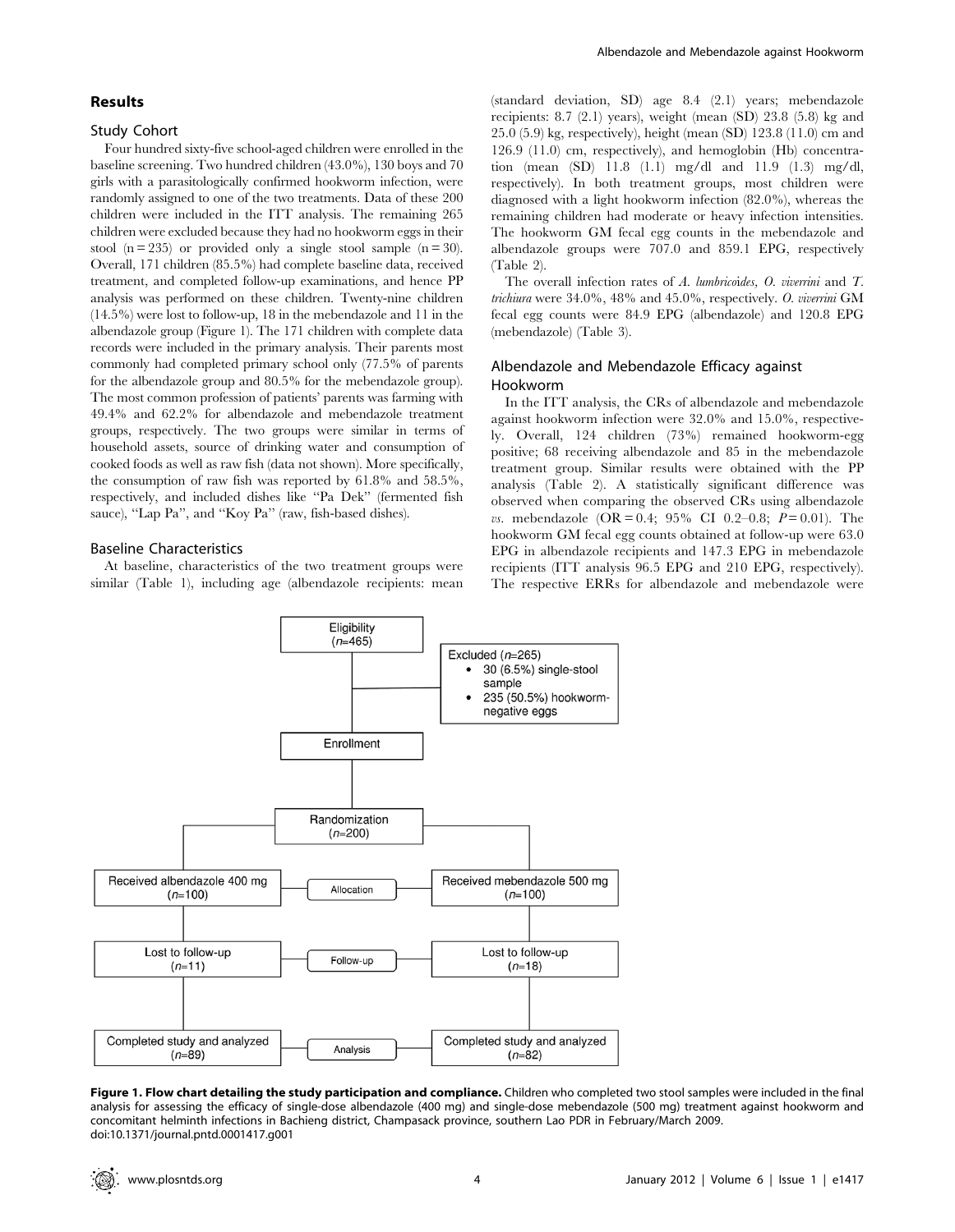## Results

### Study Cohort

Four hundred sixty-five school-aged children were enrolled in the baseline screening. Two hundred children (43.0%), 130 boys and 70 girls with a parasitologically confirmed hookworm infection, were randomly assigned to one of the two treatments. Data of these 200 children were included in the ITT analysis. The remaining 265 children were excluded because they had no hookworm eggs in their stool (n = 235) or provided only a single stool sample (n = 30). Overall, 171 children (85.5%) had complete baseline data, received treatment, and completed follow-up examinations, and hence PP analysis was performed on these children. Twenty-nine children (14.5%) were lost to follow-up, 18 in the mebendazole and 11 in the albendazole group (Figure 1). The 171 children with complete data records were included in the primary analysis. Their parents most commonly had completed primary school only (77.5% of parents for the albendazole group and 80.5% for the mebendazole group). The most common profession of patients' parents was farming with 49.4% and 62.2% for albendazole and mebendazole treatment groups, respectively. The two groups were similar in terms of household assets, source of drinking water and consumption of cooked foods as well as raw fish (data not shown). More specifically, the consumption of raw fish was reported by 61.8% and 58.5%, respectively, and included dishes like "Pa Dek" (fermented fish sauce), "Lap Pa", and "Koy Pa" (raw, fish-based dishes).

### Baseline Characteristics

At baseline, characteristics of the two treatment groups were similar (Table 1), including age (albendazole recipients: mean (standard deviation, SD) age 8.4 (2.1) years; mebendazole recipients: 8.7 (2.1) years), weight (mean (SD) 23.8 (5.8) kg and 25.0 (5.9) kg, respectively), height (mean (SD) 123.8 (11.0) cm and 126.9 (11.0) cm, respectively), and hemoglobin (Hb) concentration (mean (SD) 11.8 (1.1) mg/dl and 11.9 (1.3) mg/dl, respectively). In both treatment groups, most children were diagnosed with a light hookworm infection (82.0%), whereas the remaining children had moderate or heavy infection intensities. The hookworm GM fecal egg counts in the mebendazole and albendazole groups were 707.0 and 859.1 EPG, respectively (Table 2).

The overall infection rates of *A. lumbricoides*, *O. viverrini* and *T. trichiura* were 34.0%, 48% and 45.0%, respectively. *O. viverrini* GM fecal egg counts were 84.9 EPG (albendazole) and 120.8 EPG (mebendazole) (Table 3).

### Albendazole and Mebendazole Efficacy against Hookworm

In the ITT analysis, the CRs of albendazole and mebendazole against hookworm infection were 32.0% and 15.0%, respectively. Overall, 124 children (73%) remained hookworm-egg positive; 68 receiving albendazole and 85 in the mebendazole treatment group. Similar results were obtained with the PP analysis (Table 2). A statistically significant difference was observed when comparing the observed CRs using albendazole *vs.* mebendazole (OR = 0.4; 95% CI 0.2–0.8; $P = 0.01$). The hookworm GM fecal egg counts obtained at follow-up were 63.0 EPG in albendazole recipients and 147.3 EPG in mebendazole recipients (ITT analysis 96.5 EPG and 210 EPG, respectively). The respective ERRs for albendazole and mebendazole were

Eligibility
(*n*=465)

Excluded (*n*=265)
- 30 (6.5%) single-stool sample
- 235 (50.5%) hookworm-negative eggs

Enrollment

Randomization
(*n*=200)

Received albendazole 400 mg
(*n*=100)

Allocation

Received mebendazole 500 mg
(*n*=100)

Lost to follow-up
(*n*=11)

Follow-up

Lost to follow-up
(*n*=18)

Completed study and analyzed
(*n*=89)

Analysis

Completed study and analyzed
(*n*=82)

**Figure 1. Flow chart detailing the study participation and compliance.** Children who completed two stool samples were included in the final analysis for assessing the efficacy of single-dose albendazole (400 mg) and single-dose mebendazole (500 mg) treatment against hookworm and concomitant helminth infections in Bachieng district, Champasack province, southern Lao PDR in February/March 2009.
doi:10.1371/journal.pntd.0001417.g001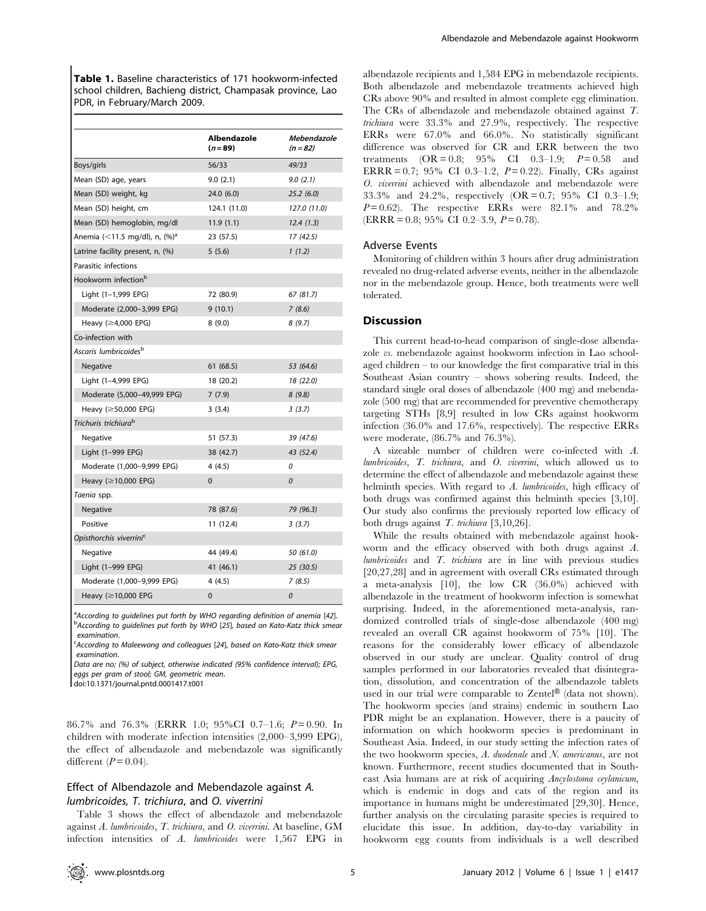**Table 1.** Baseline characteristics of 171 hookworm-infected school children, Bachieng district, Champasak province, Lao PDR, in February/March 2009.

| | Albendazole (n = 89) | *Mebendazole (n = 82)* |
|---|---|---|
| Boys/girls | 56/33 | *49/33* |
| Mean (SD) age, years | 9.0 (2.1) | *9.0 (2.1)* |
| Mean (SD) weight, kg | 24.0 (6.0) | *25.2 (6.0)* |
| Mean (SD) height, cm | 124.1 (11.0) | *127.0 (11.0)* |
| Mean (SD) hemoglobin, mg/dl | 11.9 (1.1) | *12.4 (1.3)* |
| Anemia (<11.5 mg/dl), n, (%)[a] | 23 (57.5) | *17 (42.5)* |
| Latrine facility present, n, (%) | 5 (5.6) | *1 (1.2)* |
| Parasitic infections | | |
| Hookworm infection[b] | | |
| Light (1–1,999 EPG) | 72 (80.9) | *67 (81.7)* |
| Moderate (2,000–3,999 EPG) | 9 (10.1) | *7 (8.6)* |
| Heavy (≥4,000 EPG) | 8 (9.0) | *8 (9.7)* |
| Co-infection with | | |
| *Ascaris lumbricoides*[b] | | |
| Negative | 61 (68.5) | *53 (64.6)* |
| Light (1–4,999 EPG) | 18 (20.2) | *18 (22.0)* |
| Moderate (5,000–49,999 EPG) | 7 (7.9) | *8 (9.8)* |
| Heavy (≥50,000 EPG) | 3 (3.4) | *3 (3.7)* |
| *Trichuris trichiura*[b] | | |
| Negative | 51 (57.3) | *39 (47.6)* |
| Light (1–999 EPG) | 38 (42.7) | *43 (52.4)* |
| Moderate (1,000–9,999 EPG) | 4 (4.5) | *0* |
| Heavy (≥10,000 EPG) | 0 | *0* |
| *Taenia* spp. | | |
| Negative | 78 (87.6) | *79 (96.3)* |
| Positive | 11 (12.4) | *3 (3.7)* |
| *Opisthorchis viverrini*[c] | | |
| Negative | 44 (49.4) | *50 (61.0)* |
| Light (1–999 EPG) | 41 (46.1) | *25 (30.5)* |
| Moderate (1,000–9,999 EPG) | 4 (4.5) | *7 (8.5)* |
| Heavy (≥10,000 EPG | 0 | *0* |

[a]According to guidelines put forth by WHO regarding definition of anemia [42].
[b]According to guidelines put forth by WHO [25], based on Kato-Katz thick smear examination.
[c]According to Maleewong and colleagues [24], based on Kato-Katz thick smear examination.
Data are no; (%) of subject, otherwise indicated (95% confidence interval); EPG, eggs per gram of stool; GM, geometric mean.
doi:10.1371/journal.pntd.0001417.t001

86.7% and 76.3% (ERRR 1.0; 95%CI 0.7–1.6; $P = 0.90$. In children with moderate infection intensities (2,000–3,999 EPG), the effect of albendazole and mebendazole was significantly different ($P = 0.04$).

### Effect of Albendazole and Mebendazole against *A. lumbricoides*, *T. trichiura*, and *O. viverrini*

Table 3 shows the effect of albendazole and mebendazole against *A. lumbricoides*, *T. trichiura*, and *O. viverrini*. At baseline, GM infection intensities of *A. lumbricoides* were 1,567 EPG in albendazole recipients and 1,584 EPG in mebendazole recipients. Both albendazole and mebendazole treatments achieved high CRs above 90% and resulted in almost complete egg elimination. The CRs of albendazole and mebendazole obtained against *T. trichiura* were 33.3% and 27.9%, respectively. The respective ERRs were 67.0% and 66.0%. No statistically significant difference was observed for CR and ERR between the two treatments (OR = 0.8; 95% CI 0.3–1.9; $P = 0.58$ and ERRR = 0.7; 95% CI 0.3–1.2, $P = 0.22$). Finally, CRs against *O. viverrini* achieved with albendazole and mebendazole were 33.3% and 24.2%, respectively (OR = 0.7; 95% CI 0.3–1.9; $P = 0.62$). The respective ERRs were 82.1% and 78.2% (ERRR = 0.8; 95% CI 0.2–3.9, $P = 0.78$).

### Adverse Events

Monitoring of children within 3 hours after drug administration revealed no drug-related adverse events, neither in the albendazole nor in the mebendazole group. Hence, both treatments were well tolerated.

## Discussion

This current head-to-head comparison of single-dose albendazole *vs.* mebendazole against hookworm infection in Lao school-aged children – to our knowledge the first comparative trial in this Southeast Asian country – shows sobering results. Indeed, the standard single oral doses of albendazole (400 mg) and mebendazole (500 mg) that are recommended for preventive chemotherapy targeting STHs [8,9] resulted in low CRs against hookworm infection (36.0% and 17.6%, respectively). The respective ERRs were moderate, (86.7% and 76.3%).

A sizeable number of children were co-infected with *A. lumbricoides*, *T. trichiura*, and *O. viverrini*, which allowed us to determine the effect of albendazole and mebendazole against these helminth species. With regard to *A. lumbricoides*, high efficacy of both drugs was confirmed against this helminth species [3,10]. Our study also confirms the previously reported low efficacy of both drugs against *T. trichiura* [3,10,26].

While the results obtained with mebendazole against hookworm and the efficacy observed with both drugs against *A. lumbricoides* and *T. trichiura* are in line with previous studies [20,27,28] and in agreement with overall CRs estimated through a meta-analysis [10], the low CR (36.0%) achieved with albendazole in the treatment of hookworm infection is somewhat surprising. Indeed, in the aforementioned meta-analysis, randomized controlled trials of single-dose albendazole (400 mg) revealed an overall CR against hookworm of 75% [10]. The reasons for the considerably lower efficacy of albendazole observed in our study are unclear. Quality control of drug samples performed in our laboratories revealed that disintegration, dissolution, and concentration of the albendazole tablets used in our trial were comparable to Zentel® (data not shown). The hookworm species (and strains) endemic in southern Lao PDR might be an explanation. However, there is a paucity of information on which hookworm species is predominant in Southeast Asia. Indeed, in our study setting the infection rates of the two hookworm species, *A. duodenale* and *N. americanus*, are not known. Furthermore, recent studies documented that in Southeast Asia humans are at risk of acquiring *Ancylostoma ceylanicum*, which is endemic in dogs and cats of the region and its importance in humans might be underestimated [29,30]. Hence, further analysis on the circulating parasite species is required to elucidate this issue. In addition, day-to-day variability in hookworm egg counts from individuals is a well described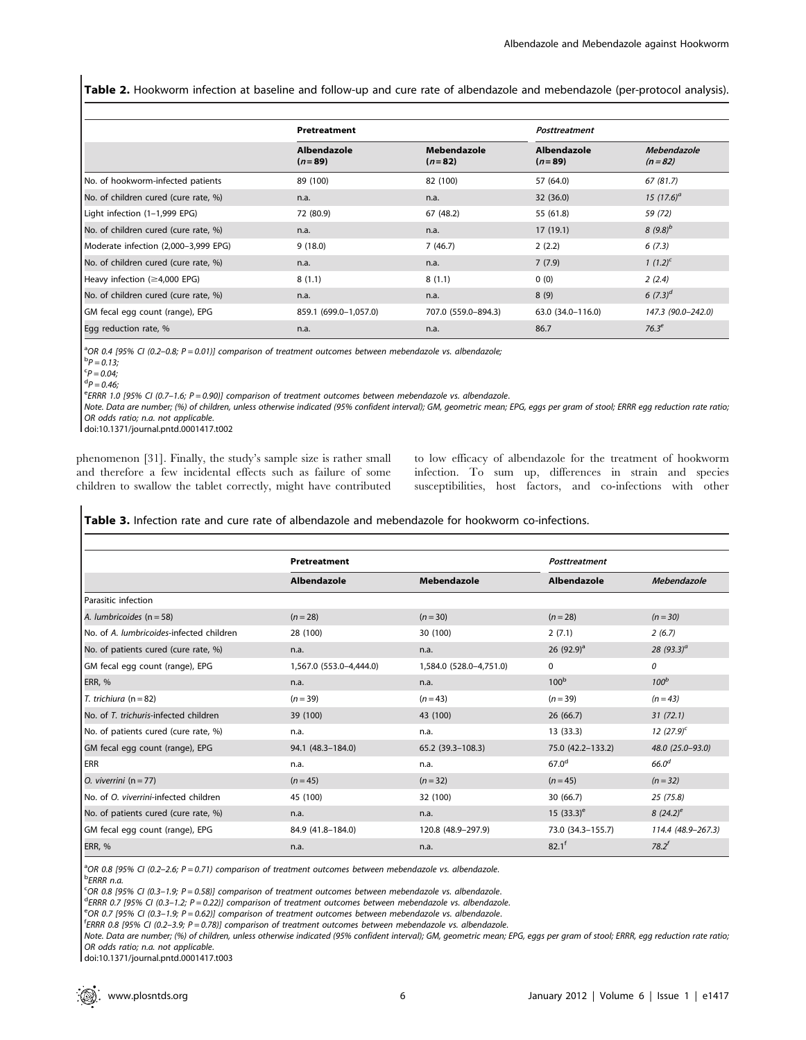**Table 2.** Hookworm infection at baseline and follow-up and cure rate of albendazole and mebendazole (per-protocol analysis).

| | Pretreatment | | *Posttreatment* | |
|---|---|---|---|---|
| | **Albendazole (n = 89)** | **Mebendazole (n = 82)** | **Albendazole (n = 89)** | ***Mebendazole (n = 82)*** |
| No. of hookworm-infected patients | 89 (100) | 82 (100) | 57 (64.0) | *67 (81.7)* |
| No. of children cured (cure rate, %) | n.a. | n.a. | 32 (36.0) | *15 (17.6)*[a] |
| Light infection (1–1,999 EPG) | 72 (80.9) | 67 (48.2) | 55 (61.8) | *59 (72)* |
| No. of children cured (cure rate, %) | n.a. | n.a. | 17 (19.1) | *8 (9.8)*[b] |
| Moderate infection (2,000–3,999 EPG) | 9 (18.0) | 7 (46.7) | 2 (2.2) | *6 (7.3)* |
| No. of children cured (cure rate, %) | n.a. | n.a. | 7 (7.9) | *1 (1.2)*[c] |
| Heavy infection (≥4,000 EPG) | 8 (1.1) | 8 (1.1) | 0 (0) | *2 (2.4)* |
| No. of children cured (cure rate, %) | n.a. | n.a. | 8 (9) | *6 (7.3)*[d] |
| GM fecal egg count (range), EPG | 859.1 (699.0–1,057.0) | 707.0 (559.0–894.3) | 63.0 (34.0–116.0) | *147.3 (90.0–242.0)* |
| Egg reduction rate, % | n.a. | n.a. | 86.7 | *76.3*[e] |

[a]*OR 0.4 [95% CI (0.2–0.8; P = 0.01)] comparison of treatment outcomes between mebendazole vs. albendazole;*
[b]*P = 0.13;*
[c]*P = 0.04;*
[d]*P = 0.46;*
[e]*ERRR 1.0 [95% CI (0.7–1.6; P = 0.90)] comparison of treatment outcomes between mebendazole vs. albendazole.*
*Note. Data are number; (%) of children, unless otherwise indicated (95% confident interval); GM, geometric mean; EPG, eggs per gram of stool; ERRR egg reduction rate ratio; OR odds ratio; n.a. not applicable.*
doi:10.1371/journal.pntd.0001417.t002

phenomenon [31]. Finally, the study's sample size is rather small and therefore a few incidental effects such as failure of some children to swallow the tablet correctly, might have contributed to low efficacy of albendazole for the treatment of hookworm infection. To sum up, differences in strain and species susceptibilities, host factors, and co-infections with other

**Table 3.** Infection rate and cure rate of albendazole and mebendazole for hookworm co-infections.

| | Pretreatment | | *Posttreatment* | |
|---|---|---|---|---|
| | **Albendazole** | **Mebendazole** | **Albendazole** | ***Mebendazole*** |
| Parasitic infection | | | | |
| *A. lumbricoides* (n = 58) | (n = 28) | (n = 30) | (n = 28) | *(n = 30)* |
| No. of *A. lumbricoides*-infected children | 28 (100) | 30 (100) | 2 (7.1) | *2 (6.7)* |
| No. of patients cured (cure rate, %) | n.a. | n.a. | 26 (92.9)[a] | *28 (93.3)*[a] |
| GM fecal egg count (range), EPG | 1,567.0 (553.0–4,444.0) | 1,584.0 (528.0–4,751.0) | 0 | *0* |
| ERR, % | n.a. | n.a. | 100[b] | *100*[b] |
| *T. trichiura* (n = 82) | (n = 39) | (n = 43) | (n = 39) | *(n = 43)* |
| No. of *T. trichuris*-infected children | 39 (100) | 43 (100) | 26 (66.7) | *31 (72.1)* |
| No. of patients cured (cure rate, %) | n.a. | n.a. | 13 (33.3) | *12 (27.9)*[c] |
| GM fecal egg count (range), EPG | 94.1 (48.3–184.0) | 65.2 (39.3–108.3) | 75.0 (42.2–133.2) | *48.0 (25.0–93.0)* |
| ERR | n.a. | n.a. | 67.0[d] | *66.0*[d] |
| *O. viverrini* (n = 77) | (n = 45) | (n = 32) | (n = 45) | *(n = 32)* |
| No. of *O. viverrini*-infected children | 45 (100) | 32 (100) | 30 (66.7) | *25 (75.8)* |
| No. of patients cured (cure rate, %) | n.a. | n.a. | 15 (33.3)[e] | *8 (24.2)*[e] |
| GM fecal egg count (range), EPG | 84.9 (41.8–184.0) | 120.8 (48.9–297.9) | 73.0 (34.3–155.7) | *114.4 (48.9–267.3)* |
| ERR, % | n.a. | n.a. | 82.1[f] | *78.2*[f] |

[a]*OR 0.8 [95% CI (0.2–2.6; P = 0.71) comparison of treatment outcomes between mebendazole vs. albendazole.*
[b]*ERRR n.a.*
[c]*OR 0.8 [95% CI (0.3–1.9; P = 0.58)] comparison of treatment outcomes between mebendazole vs. albendazole.*
[d]*ERRR 0.7 [95% CI (0.3–1.2; P = 0.22)] comparison of treatment outcomes between mebendazole vs. albendazole.*
[e]*OR 0.7 [95% CI (0.3–1.9; P = 0.62)] comparison of treatment outcomes between mebendazole vs. albendazole.*
[f]*ERRR 0.8 [95% CI (0.2–3.9; P = 0.78)] comparison of treatment outcomes between mebendazole vs. albendazole.*
*Note. Data are number; (%) of children, unless otherwise indicated (95% confident interval); GM, geometric mean; EPG, eggs per gram of stool; ERRR, egg reduction rate ratio; OR odds ratio; n.a. not applicable.*
doi:10.1371/journal.pntd.0001417.t003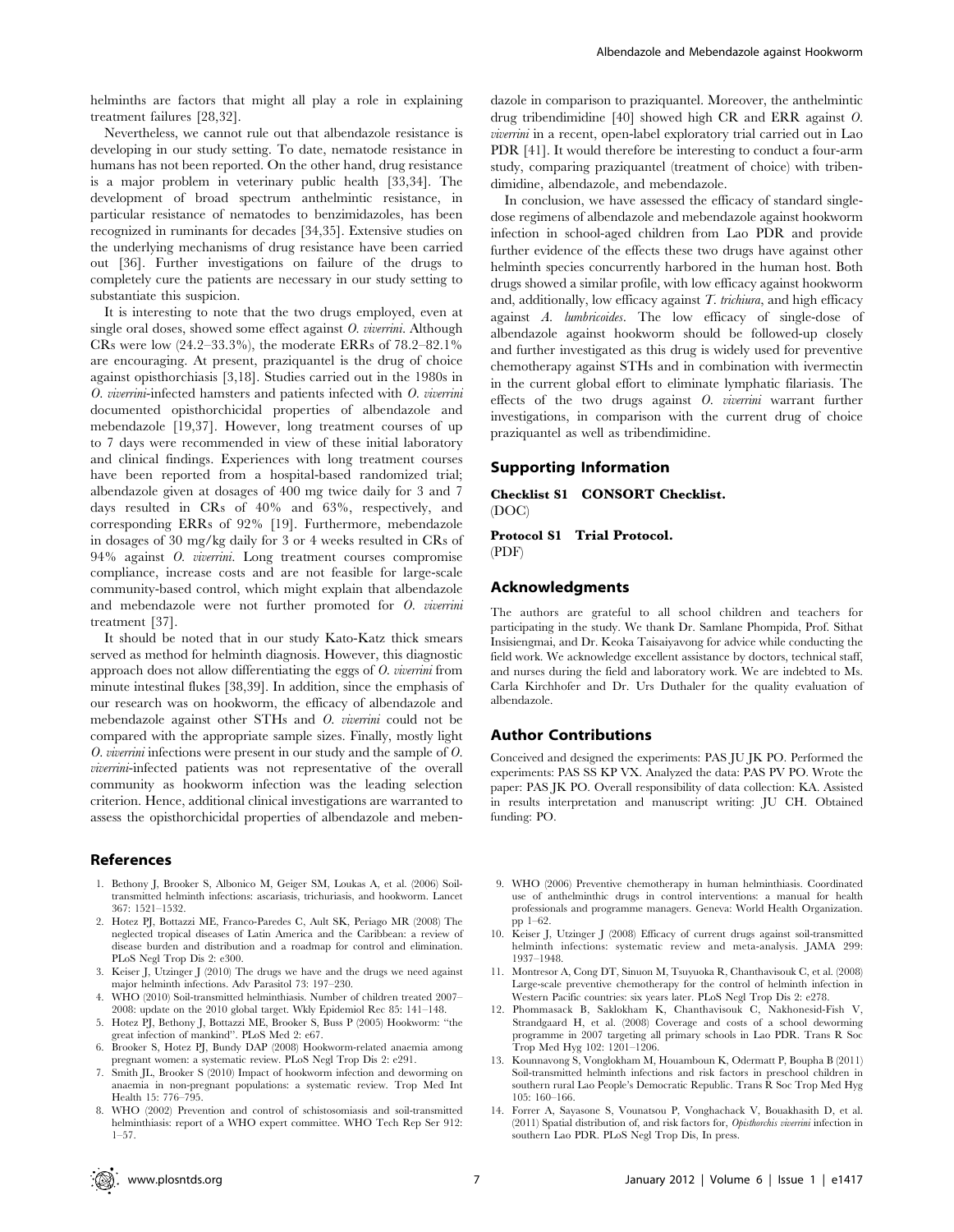helminths are factors that might all play a role in explaining treatment failures [28,32].

Nevertheless, we cannot rule out that albendazole resistance is developing in our study setting. To date, nematode resistance in humans has not been reported. On the other hand, drug resistance is a major problem in veterinary public health [33,34]. The development of broad spectrum anthelmintic resistance, in particular resistance of nematodes to benzimidazoles, has been recognized in ruminants for decades [34,35]. Extensive studies on the underlying mechanisms of drug resistance have been carried out [36]. Further investigations on failure of the drugs to completely cure the patients are necessary in our study setting to substantiate this suspicion.

It is interesting to note that the two drugs employed, even at single oral doses, showed some effect against *O. viverrini*. Although CRs were low (24.2–33.3%), the moderate ERRs of 78.2–82.1% are encouraging. At present, praziquantel is the drug of choice against opisthorchiasis [3,18]. Studies carried out in the 1980s in *O. viverrini*-infected hamsters and patients infected with *O. viverrini* documented opisthorchicidal properties of albendazole and mebendazole [19,37]. However, long treatment courses of up to 7 days were recommended in view of these initial laboratory and clinical findings. Experiences with long treatment courses have been reported from a hospital-based randomized trial; albendazole given at dosages of 400 mg twice daily for 3 and 7 days resulted in CRs of 40% and 63%, respectively, and corresponding ERRs of 92% [19]. Furthermore, mebendazole in dosages of 30 mg/kg daily for 3 or 4 weeks resulted in CRs of 94% against *O. viverrini*. Long treatment courses compromise compliance, increase costs and are not feasible for large-scale community-based control, which might explain that albendazole and mebendazole were not further promoted for *O. viverrini* treatment [37].

It should be noted that in our study Kato-Katz thick smears served as method for helminth diagnosis. However, this diagnostic approach does not allow differentiating the eggs of *O. viverrini* from minute intestinal flukes [38,39]. In addition, since the emphasis of our research was on hookworm, the efficacy of albendazole and mebendazole against other STHs and *O. viverrini* could not be compared with the appropriate sample sizes. Finally, mostly light *O. viverrini* infections were present in our study and the sample of *O. viverrini*-infected patients was not representative of the overall community as hookworm infection was the leading selection criterion. Hence, additional clinical investigations are warranted to assess the opisthorchicidal properties of albendazole and mebendazole in comparison to praziquantel. Moreover, the anthelmintic drug tribendimidine [40] showed high CR and ERR against *O. viverrini* in a recent, open-label exploratory trial carried out in Lao PDR [41]. It would therefore be interesting to conduct a four-arm study, comparing praziquantel (treatment of choice) with tribendimidine, albendazole, and mebendazole.

In conclusion, we have assessed the efficacy of standard single-dose regimens of albendazole and mebendazole against hookworm infection in school-aged children from Lao PDR and provide further evidence of the effects these two drugs have against other helminth species concurrently harbored in the human host. Both drugs showed a similar profile, with low efficacy against hookworm and, additionally, low efficacy against *T. trichiura*, and high efficacy against *A. lumbricoides*. The low efficacy of single-dose of albendazole against hookworm should be followed-up closely and further investigated as this drug is widely used for preventive chemotherapy against STHs and in combination with ivermectin in the current global effort to eliminate lymphatic filariasis. The effects of the two drugs against *O. viverrini* warrant further investigations, in comparison with the current drug of choice praziquantel as well as tribendimidine.

## Supporting Information

**Checklist S1 CONSORT Checklist.**
(DOC)

**Protocol S1 Trial Protocol.**
(PDF)

## Acknowledgments

The authors are grateful to all school children and teachers for participating in the study. We thank Dr. Samlane Phompida, Prof. Sithat Insisiengmai, and Dr. Keoka Taisaiyavong for advice while conducting the field work. We acknowledge excellent assistance by doctors, technical staff, and nurses during the field and laboratory work. We are indebted to Ms. Carla Kirchhofer and Dr. Urs Duthaler for the quality evaluation of albendazole.

## Author Contributions

Conceived and designed the experiments: PAS JU JK PO. Performed the experiments: PAS SS KP VX. Analyzed the data: PAS PV PO. Wrote the paper: PAS JK PO. Overall responsibility of data collection: KA. Assisted in results interpretation and manuscript writing: JU CH. Obtained funding: PO.

## References

1. Bethony J, Brooker S, Albonico M, Geiger SM, Loukas A, et al. (2006) Soil-transmitted helminth infections: ascariasis, trichuriasis, and hookworm. Lancet 367: 1521–1532.
2. Hotez PJ, Bottazzi ME, Franco-Paredes C, Ault SK, Periago MR (2008) The neglected tropical diseases of Latin America and the Caribbean: a review of disease burden and distribution and a roadmap for control and elimination. PLoS Negl Trop Dis 2: e300.
3. Keiser J, Utzinger J (2010) The drugs we have and the drugs we need against major helminth infections. Adv Parasitol 73: 197–230.
4. WHO (2010) Soil-transmitted helminthiasis. Number of children treated 2007–2008: update on the 2010 global target. Wkly Epidemiol Rec 85: 141–148.
5. Hotez PJ, Bethony J, Bottazzi ME, Brooker S, Buss P (2005) Hookworm: "the great infection of mankind". PLoS Med 2: e67.
6. Brooker S, Hotez PJ, Bundy DAP (2008) Hookworm-related anaemia among pregnant women: a systematic review. PLoS Negl Trop Dis 2: e291.
7. Smith JL, Brooker S (2010) Impact of hookworm infection and deworming on anaemia in non-pregnant populations: a systematic review. Trop Med Int Health 15: 776–795.
8. WHO (2002) Prevention and control of schistosomiasis and soil-transmitted helminthiasis: report of a WHO expert committee. WHO Tech Rep Ser 912: 1–57.
9. WHO (2006) Preventive chemotherapy in human helminthiasis. Coordinated use of anthelminthic drugs in control interventions: a manual for health professionals and programme managers. Geneva: World Health Organization. pp 1–62.
10. Keiser J, Utzinger J (2008) Efficacy of current drugs against soil-transmitted helminth infections: systematic review and meta-analysis. JAMA 299: 1937–1948.
11. Montresor A, Cong DT, Sinuon M, Tsuyuoka R, Chanthavisouk C, et al. (2008) Large-scale preventive chemotherapy for the control of helminth infection in Western Pacific countries: six years later. PLoS Negl Trop Dis 2: e278.
12. Phommasack B, Saklokham K, Chanthavisouk C, Nakhonesid-Fish V, Strandgaard H, et al. (2008) Coverage and costs of a school deworming programme in 2007 targeting all primary schools in Lao PDR. Trans R Soc Trop Med Hyg 102: 1201–1206.
13. Kounnavong S, Vonglokham M, Houamboun K, Odermatt P, Boupha B (2011) Soil-transmitted helminth infections and risk factors in preschool children in southern rural Lao People's Democratic Republic. Trans R Soc Trop Med Hyg 105: 160–166.
14. Forrer A, Sayasone S, Vounatsou P, Vonghachack V, Bouakhasith D, et al. (2011) Spatial distribution of, and risk factors for, *Opisthorchis viverrini* infection in southern Lao PDR. PLoS Negl Trop Dis, In press.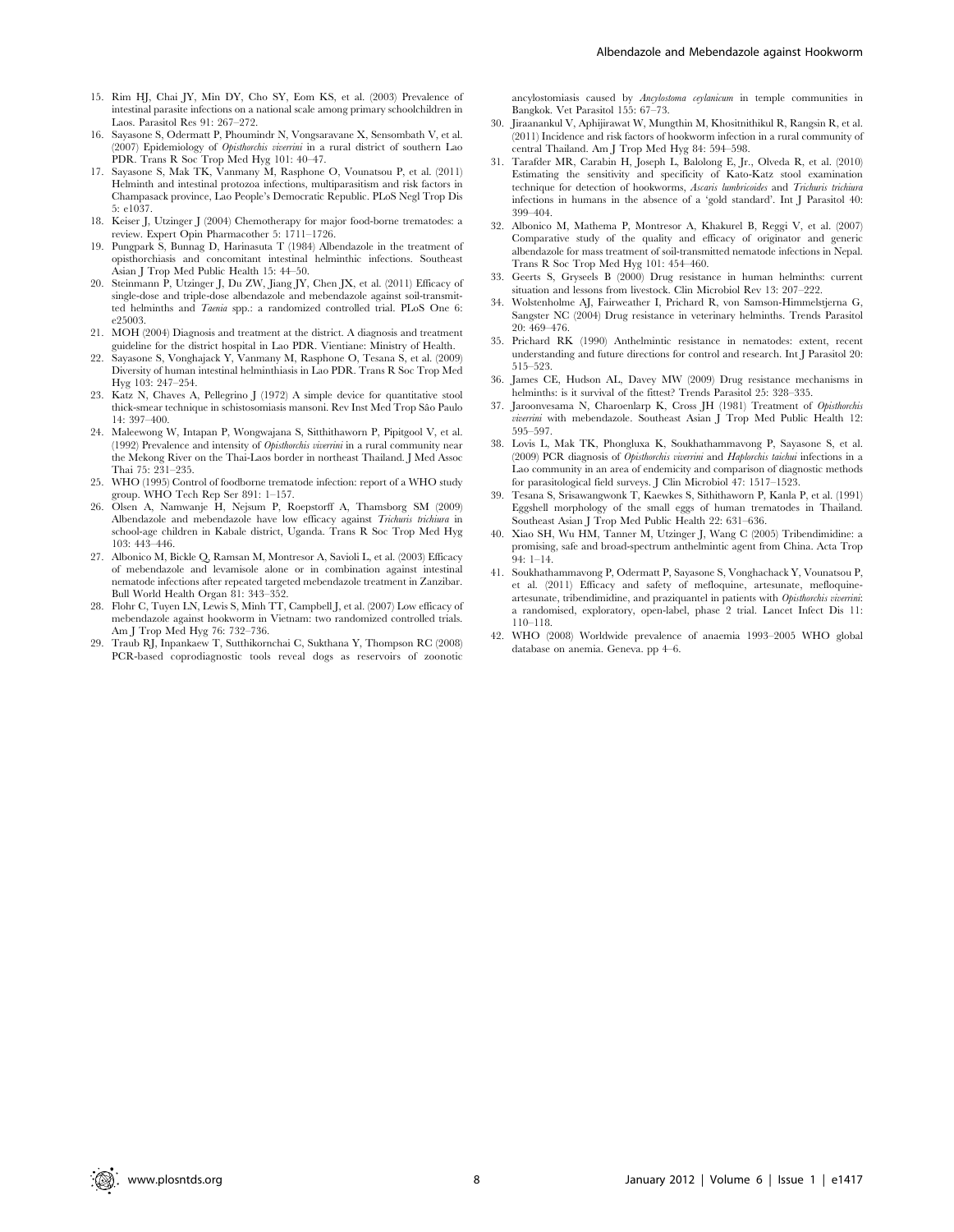15. Rim HJ, Chai JY, Min DY, Cho SY, Eom KS, et al. (2003) Prevalence of intestinal parasite infections on a national scale among primary schoolchildren in Laos. Parasitol Res 91: 267–272.
16. Sayasone S, Odermatt P, Phoumindr N, Vongsaravane X, Sensombath V, et al. (2007) Epidemiology of *Opisthorchis viverrini* in a rural district of southern Lao PDR. Trans R Soc Trop Med Hyg 101: 40–47.
17. Sayasone S, Mak TK, Vanmany M, Rasphone O, Vounatsou P, et al. (2011) Helminth and intestinal protozoa infections, multiparasitism and risk factors in Champasack province, Lao People's Democratic Republic. PLoS Negl Trop Dis 5: e1037.
18. Keiser J, Utzinger J (2004) Chemotherapy for major food-borne trematodes: a review. Expert Opin Pharmacother 5: 1711–1726.
19. Pungpark S, Bunnag D, Harinasuta T (1984) Albendazole in the treatment of opisthorchiasis and concomitant intestinal helminthic infections. Southeast Asian J Trop Med Public Health 15: 44–50.
20. Steinmann P, Utzinger J, Du ZW, Jiang JY, Chen JX, et al. (2011) Efficacy of single-dose and triple-dose albendazole and mebendazole against soil-transmitted helminths and *Taenia* spp.: a randomized controlled trial. PLoS One 6: e25003.
21. MOH (2004) Diagnosis and treatment at the district. A diagnosis and treatment guideline for the district hospital in Lao PDR. Vientiane: Ministry of Health.
22. Sayasone S, Vonghajack Y, Vanmany M, Rasphone O, Tesana S, et al. (2009) Diversity of human intestinal helminthiasis in Lao PDR. Trans R Soc Trop Med Hyg 103: 247–254.
23. Katz N, Chaves A, Pellegrino J (1972) A simple device for quantitative stool thick-smear technique in schistosomiasis mansoni. Rev Inst Med Trop São Paulo 14: 397–400.
24. Maleewong W, Intapan P, Wongwajana S, Sitthithaworn P, Pipitgool V, et al. (1992) Prevalence and intensity of *Opisthorchis viverrini* in a rural community near the Mekong River on the Thai-Laos border in northeast Thailand. J Med Assoc Thai 75: 231–235.
25. WHO (1995) Control of foodborne trematode infection: report of a WHO study group. WHO Tech Rep Ser 891: 1–157.
26. Olsen A, Namwanje H, Nejsum P, Roepstorff A, Thamsborg SM (2009) Albendazole and mebendazole have low efficacy against *Trichuris trichiura* in school-age children in Kabale district, Uganda. Trans R Soc Trop Med Hyg 103: 443–446.
27. Albonico M, Bickle Q, Ramsan M, Montresor A, Savioli L, et al. (2003) Efficacy of mebendazole and levamisole alone or in combination against intestinal nematode infections after repeated targeted mebendazole treatment in Zanzibar. Bull World Health Organ 81: 343–352.
28. Flohr C, Tuyen LN, Lewis S, Minh TT, Campbell J, et al. (2007) Low efficacy of mebendazole against hookworm in Vietnam: two randomized controlled trials. Am J Trop Med Hyg 76: 732–736.
29. Traub RJ, Inpankaew T, Sutthikornchai C, Sukthana Y, Thompson RC (2008) PCR-based coprodiagnostic tools reveal dogs as reservoirs of zoonotic ancylostomiasis caused by *Ancylostoma ceylanicum* in temple communities in Bangkok. Vet Parasitol 155: 67–73.
30. Jiraanankul V, Aphijirawat W, Mungthin M, Khositnithikul R, Rangsin R, et al. (2011) Incidence and risk factors of hookworm infection in a rural community of central Thailand. Am J Trop Med Hyg 84: 594–598.
31. Tarafder MR, Carabin H, Joseph L, Balolong E, Jr., Olveda R, et al. (2010) Estimating the sensitivity and specificity of Kato-Katz stool examination technique for detection of hookworms, *Ascaris lumbricoides* and *Trichuris trichiura* infections in humans in the absence of a 'gold standard'. Int J Parasitol 40: 399–404.
32. Albonico M, Mathema P, Montresor A, Khakurel B, Reggi V, et al. (2007) Comparative study of the quality and efficacy of originator and generic albendazole for mass treatment of soil-transmitted nematode infections in Nepal. Trans R Soc Trop Med Hyg 101: 454–460.
33. Geerts S, Gryseels B (2000) Drug resistance in human helminths: current situation and lessons from livestock. Clin Microbiol Rev 13: 207–222.
34. Wolstenholme AJ, Fairweather I, Prichard R, von Samson-Himmelstjerna G, Sangster NC (2004) Drug resistance in veterinary helminths. Trends Parasitol 20: 469–476.
35. Prichard RK (1990) Anthelmintic resistance in nematodes: extent, recent understanding and future directions for control and research. Int J Parasitol 20: 515–523.
36. James CE, Hudson AL, Davey MW (2009) Drug resistance mechanisms in helminths: is it survival of the fittest? Trends Parasitol 25: 328–335.
37. Jaroonvesama N, Charoenlarp K, Cross JH (1981) Treatment of *Opisthorchis viverrini* with mebendazole. Southeast Asian J Trop Med Public Health 12: 595–597.
38. Lovis L, Mak TK, Phongluxa K, Soukhathammavong P, Sayasone S, et al. (2009) PCR diagnosis of *Opisthorchis viverrini* and *Haplorchis taichui* infections in a Lao community in an area of endemicity and comparison of diagnostic methods for parasitological field surveys. J Clin Microbiol 47: 1517–1523.
39. Tesana S, Srisawangwonk T, Kaewkes S, Sithithaworn P, Kanla P, et al. (1991) Eggshell morphology of the small eggs of human trematodes in Thailand. Southeast Asian J Trop Med Public Health 22: 631–636.
40. Xiao SH, Wu HM, Tanner M, Utzinger J, Wang C (2005) Tribendimidine: a promising, safe and broad-spectrum anthelmintic agent from China. Acta Trop 94: 1–14.
41. Soukhathammavong P, Odermatt P, Sayasone S, Vonghachack Y, Vounatsou P, et al. (2011) Efficacy and safety of mefloquine, artesunate, mefloquine-artesunate, tribendimidine, and praziquantel in patients with *Opisthorchis viverrini*: a randomised, exploratory, open-label, phase 2 trial. Lancet Infect Dis 11: 110–118.
42. WHO (2008) Worldwide prevalence of anaemia 1993–2005 WHO global database on anemia. Geneva. pp 4–6.